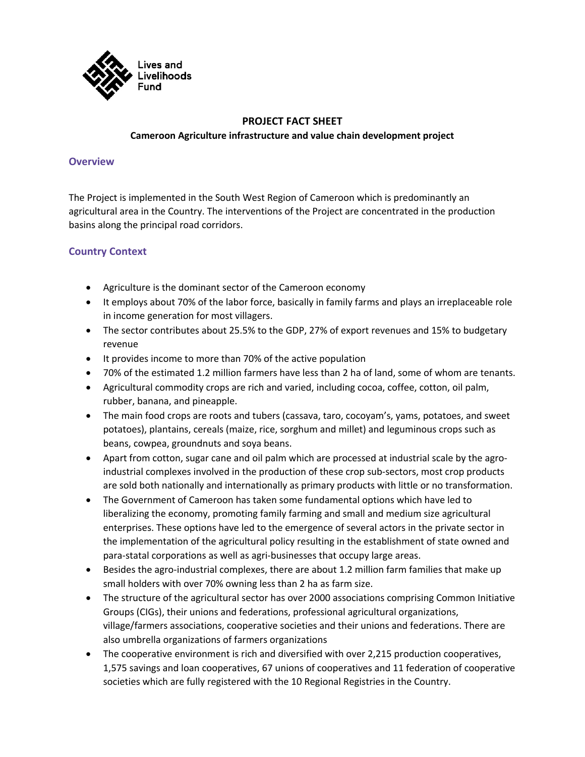Lives and Livelihoods Fund

**PROJECT FACT SHEET**

**Cameroon Agriculture infrastructure and value chain development project**

## Overview

The Project is implemented in the South West Region of Cameroon which is predominantly an agricultural area in the Country. The interventions of the Project are concentrated in the production basins along the principal road corridors.

## Country Context

- Agriculture is the dominant sector of the Cameroon economy
- It employs about 70% of the labor force, basically in family farms and plays an irreplaceable role in income generation for most villagers.
- The sector contributes about 25.5% to the GDP, 27% of export revenues and 15% to budgetary revenue
- It provides income to more than 70% of the active population
- 70% of the estimated 1.2 million farmers have less than 2 ha of land, some of whom are tenants.
- Agricultural commodity crops are rich and varied, including cocoa, coffee, cotton, oil palm, rubber, banana, and pineapple.
- The main food crops are roots and tubers (cassava, taro, cocoyam's, yams, potatoes, and sweet potatoes), plantains, cereals (maize, rice, sorghum and millet) and leguminous crops such as beans, cowpea, groundnuts and soya beans.
- Apart from cotton, sugar cane and oil palm which are processed at industrial scale by the agro-industrial complexes involved in the production of these crop sub-sectors, most crop products are sold both nationally and internationally as primary products with little or no transformation.
- The Government of Cameroon has taken some fundamental options which have led to liberalizing the economy, promoting family farming and small and medium size agricultural enterprises. These options have led to the emergence of several actors in the private sector in the implementation of the agricultural policy resulting in the establishment of state owned and para-statal corporations as well as agri-businesses that occupy large areas.
- Besides the agro-industrial complexes, there are about 1.2 million farm families that make up small holders with over 70% owning less than 2 ha as farm size.
- The structure of the agricultural sector has over 2000 associations comprising Common Initiative Groups (CIGs), their unions and federations, professional agricultural organizations, village/farmers associations, cooperative societies and their unions and federations. There are also umbrella organizations of farmers organizations
- The cooperative environment is rich and diversified with over 2,215 production cooperatives, 1,575 savings and loan cooperatives, 67 unions of cooperatives and 11 federation of cooperative societies which are fully registered with the 10 Regional Registries in the Country.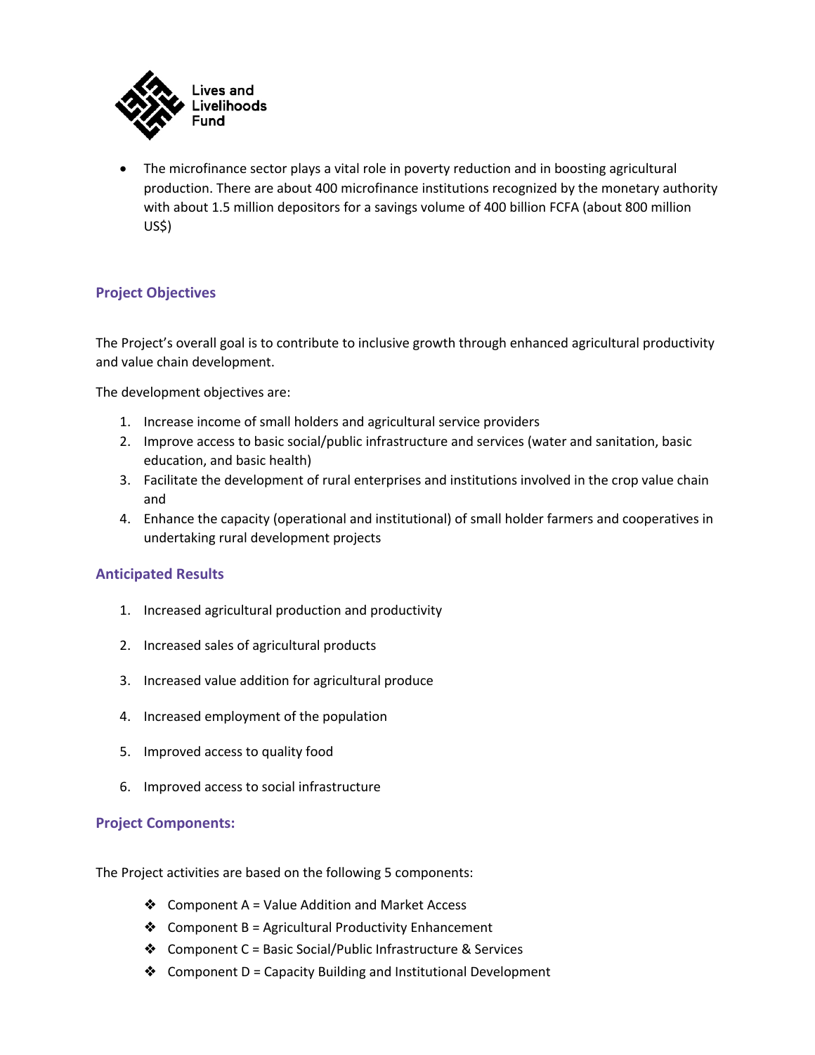- The microfinance sector plays a vital role in poverty reduction and in boosting agricultural production. There are about 400 microfinance institutions recognized by the monetary authority with about 1.5 million depositors for a savings volume of 400 billion FCFA (about 800 million US$)

## Project Objectives

The Project's overall goal is to contribute to inclusive growth through enhanced agricultural productivity and value chain development.

The development objectives are:

1. Increase income of small holders and agricultural service providers
2. Improve access to basic social/public infrastructure and services (water and sanitation, basic education, and basic health)
3. Facilitate the development of rural enterprises and institutions involved in the crop value chain and
4. Enhance the capacity (operational and institutional) of small holder farmers and cooperatives in undertaking rural development projects

## Anticipated Results

1. Increased agricultural production and productivity
2. Increased sales of agricultural products
3. Increased value addition for agricultural produce
4. Increased employment of the population
5. Improved access to quality food
6. Improved access to social infrastructure

## Project Components:

The Project activities are based on the following 5 components:

- Component A = Value Addition and Market Access
- Component B = Agricultural Productivity Enhancement
- Component C = Basic Social/Public Infrastructure & Services
- Component D = Capacity Building and Institutional Development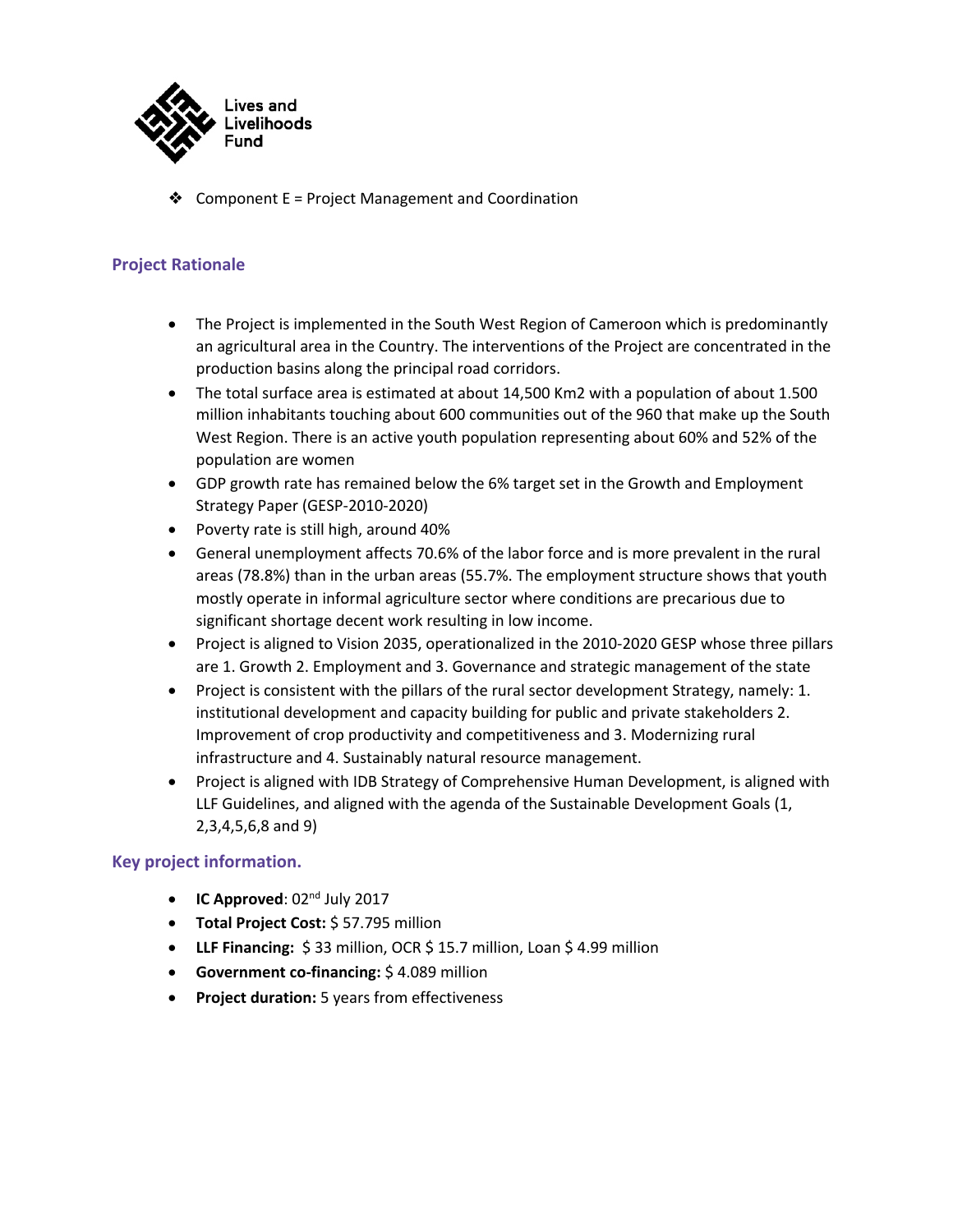- Component E = Project Management and Coordination

## Project Rationale

- The Project is implemented in the South West Region of Cameroon which is predominantly an agricultural area in the Country. The interventions of the Project are concentrated in the production basins along the principal road corridors.
- The total surface area is estimated at about 14,500 Km2 with a population of about 1.500 million inhabitants touching about 600 communities out of the 960 that make up the South West Region. There is an active youth population representing about 60% and 52% of the population are women
- GDP growth rate has remained below the 6% target set in the Growth and Employment Strategy Paper (GESP-2010-2020)
- Poverty rate is still high, around 40%
- General unemployment affects 70.6% of the labor force and is more prevalent in the rural areas (78.8%) than in the urban areas (55.7%. The employment structure shows that youth mostly operate in informal agriculture sector where conditions are precarious due to significant shortage decent work resulting in low income.
- Project is aligned to Vision 2035, operationalized in the 2010-2020 GESP whose three pillars are 1. Growth 2. Employment and 3. Governance and strategic management of the state
- Project is consistent with the pillars of the rural sector development Strategy, namely: 1. institutional development and capacity building for public and private stakeholders 2. Improvement of crop productivity and competitiveness and 3. Modernizing rural infrastructure and 4. Sustainably natural resource management.
- Project is aligned with IDB Strategy of Comprehensive Human Development, is aligned with LLF Guidelines, and aligned with the agenda of the Sustainable Development Goals (1, 2,3,4,5,6,8 and 9)

## Key project information.

- **IC Approved**: 02nd July 2017
- **Total Project Cost:** $ 57.795 million
- **LLF Financing:** $ 33 million, OCR $ 15.7 million, Loan $ 4.99 million
- **Government co-financing:** $ 4.089 million
- **Project duration:** 5 years from effectiveness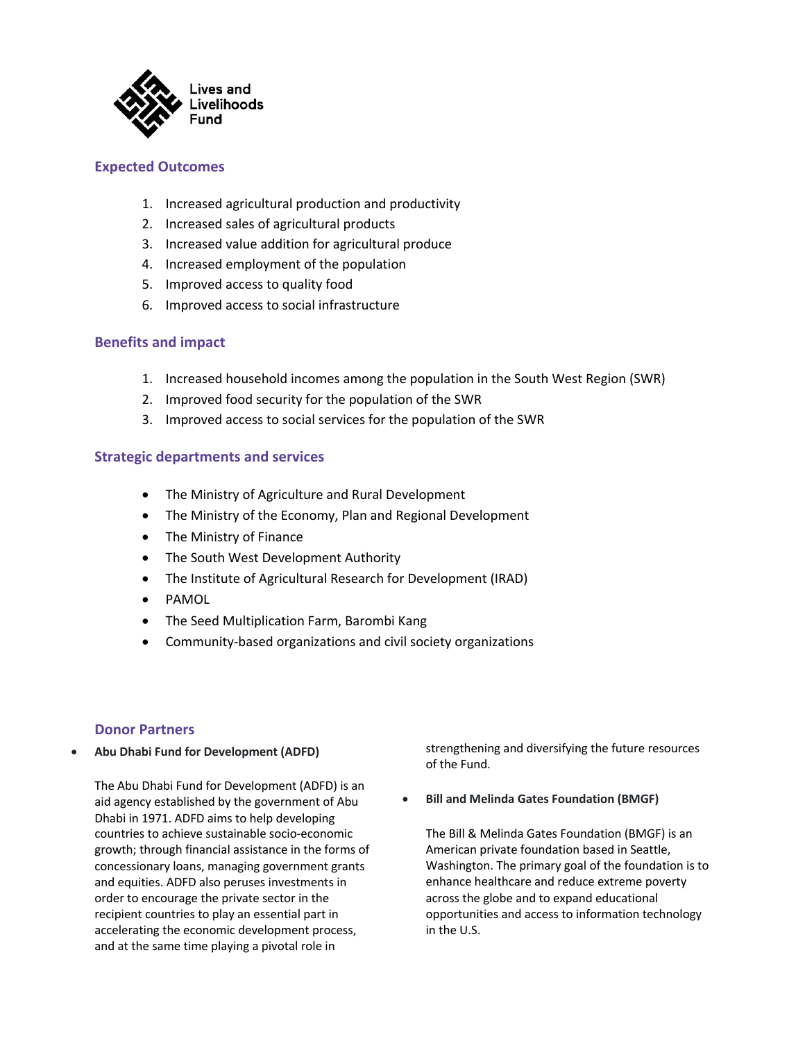## Expected Outcomes

1. Increased agricultural production and productivity
2. Increased sales of agricultural products
3. Increased value addition for agricultural produce
4. Increased employment of the population
5. Improved access to quality food
6. Improved access to social infrastructure

## Benefits and impact

1. Increased household incomes among the population in the South West Region (SWR)
2. Improved food security for the population of the SWR
3. Improved access to social services for the population of the SWR

## Strategic departments and services

- The Ministry of Agriculture and Rural Development
- The Ministry of the Economy, Plan and Regional Development
- The Ministry of Finance
- The South West Development Authority
- The Institute of Agricultural Research for Development (IRAD)
- PAMOL
- The Seed Multiplication Farm, Barombi Kang
- Community-based organizations and civil society organizations

## Donor Partners

- **Abu Dhabi Fund for Development (ADFD)**

  The Abu Dhabi Fund for Development (ADFD) is an aid agency established by the government of Abu Dhabi in 1971. ADFD aims to help developing countries to achieve sustainable socio-economic growth; through financial assistance in the forms of concessionary loans, managing government grants and equities. ADFD also peruses investments in order to encourage the private sector in the recipient countries to play an essential part in accelerating the economic development process, and at the same time playing a pivotal role in strengthening and diversifying the future resources of the Fund.

- **Bill and Melinda Gates Foundation (BMGF)**

  The Bill & Melinda Gates Foundation (BMGF) is an American private foundation based in Seattle, Washington. The primary goal of the foundation is to enhance healthcare and reduce extreme poverty across the globe and to expand educational opportunities and access to information technology in the U.S.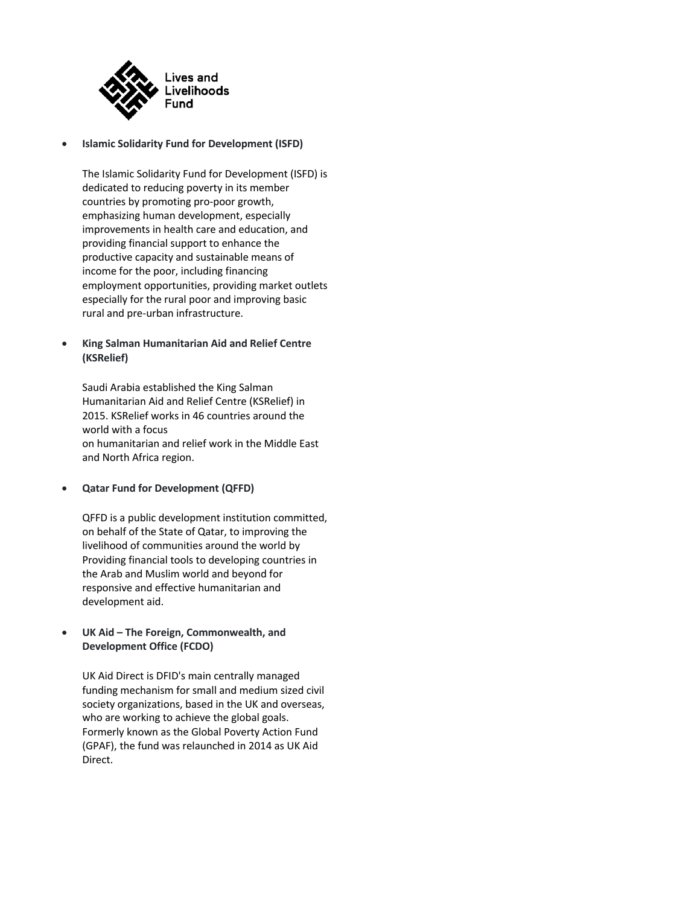- **Islamic Solidarity Fund for Development (ISFD)**

  The Islamic Solidarity Fund for Development (ISFD) is dedicated to reducing poverty in its member countries by promoting pro-poor growth, emphasizing human development, especially improvements in health care and education, and providing financial support to enhance the productive capacity and sustainable means of income for the poor, including financing employment opportunities, providing market outlets especially for the rural poor and improving basic rural and pre-urban infrastructure.

- **King Salman Humanitarian Aid and Relief Centre (KSRelief)**

  Saudi Arabia established the King Salman Humanitarian Aid and Relief Centre (KSRelief) in 2015. KSRelief works in 46 countries around the world with a focus on humanitarian and relief work in the Middle East and North Africa region.

- **Qatar Fund for Development (QFFD)**

  QFFD is a public development institution committed, on behalf of the State of Qatar, to improving the livelihood of communities around the world by Providing financial tools to developing countries in the Arab and Muslim world and beyond for responsive and effective humanitarian and development aid.

- **UK Aid – The Foreign, Commonwealth, and Development Office (FCDO)**

  UK Aid Direct is DFID's main centrally managed funding mechanism for small and medium sized civil society organizations, based in the UK and overseas, who are working to achieve the global goals. Formerly known as the Global Poverty Action Fund (GPAF), the fund was relaunched in 2014 as UK Aid Direct.